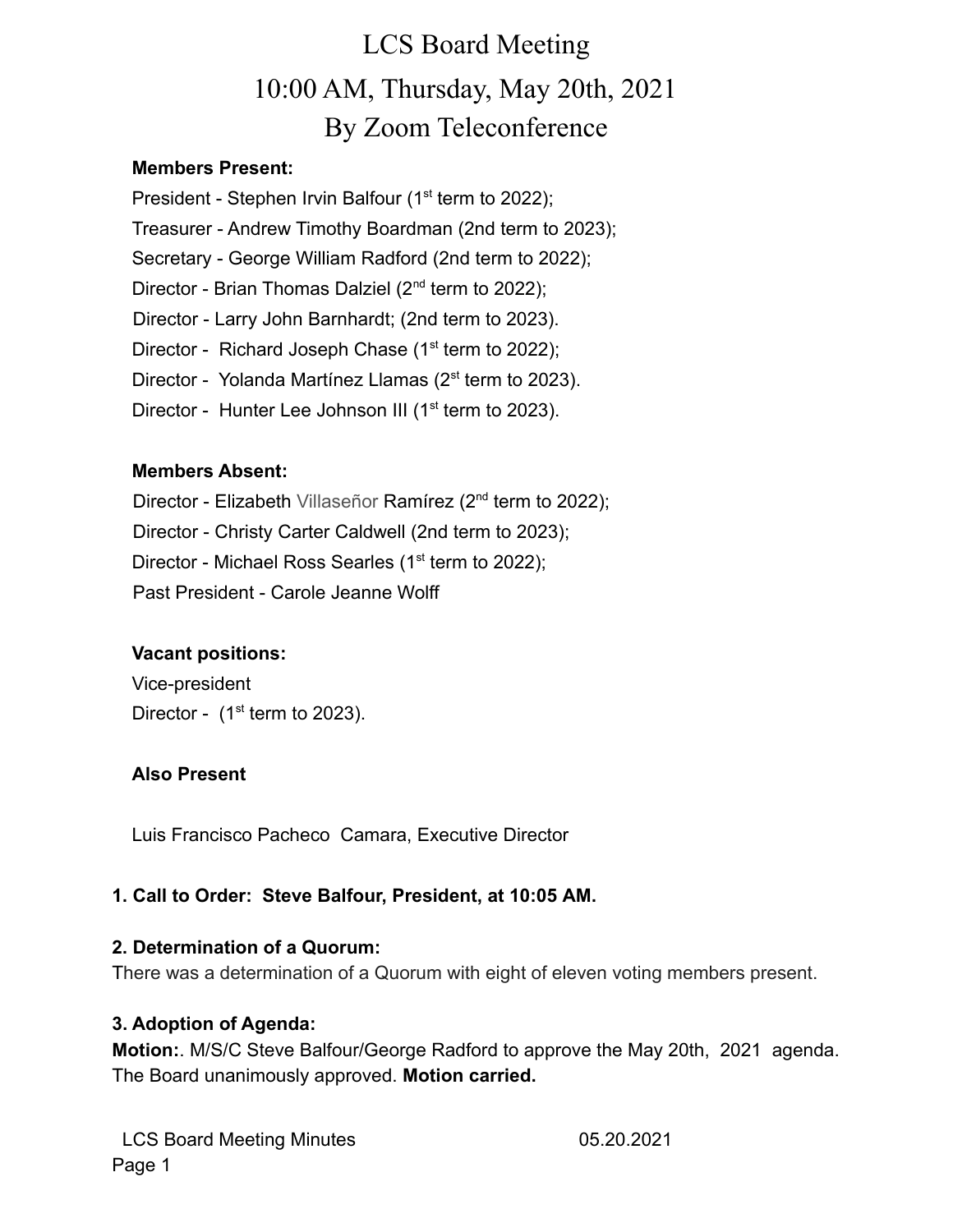# LCS Board Meeting

# 10:00 AM, Thursday, May 20th, 2021

# By Zoom Teleconference

**Members Present:**

President - Stephen Irvin Balfour (1st term to 2022);
Treasurer - Andrew Timothy Boardman (2nd term to 2023);
Secretary - George William Radford (2nd term to 2022);
Director - Brian Thomas Dalziel (2nd term to 2022);
Director - Larry John Barnhardt; (2nd term to 2023).
Director - Richard Joseph Chase (1st term to 2022);
Director - Yolanda Martínez Llamas (2st term to 2023).
Director - Hunter Lee Johnson III (1st term to 2023).

**Members Absent:**

Director - Elizabeth Villaseñor Ramírez (2nd term to 2022);
Director - Christy Carter Caldwell (2nd term to 2023);
Director - Michael Ross Searles (1st term to 2022);
Past President - Carole Jeanne Wolff

**Vacant positions:**

Vice-president
Director - (1st term to 2023).

**Also Present**

Luis Francisco Pacheco Camara, Executive Director

**1. Call to Order: Steve Balfour, President, at 10:05 AM.**

**2. Determination of a Quorum:**
There was a determination of a Quorum with eight of eleven voting members present.

**3. Adoption of Agenda:**
**Motion:**. M/S/C Steve Balfour/George Radford to approve the May 20th, 2021 agenda. The Board unanimously approved. **Motion carried.**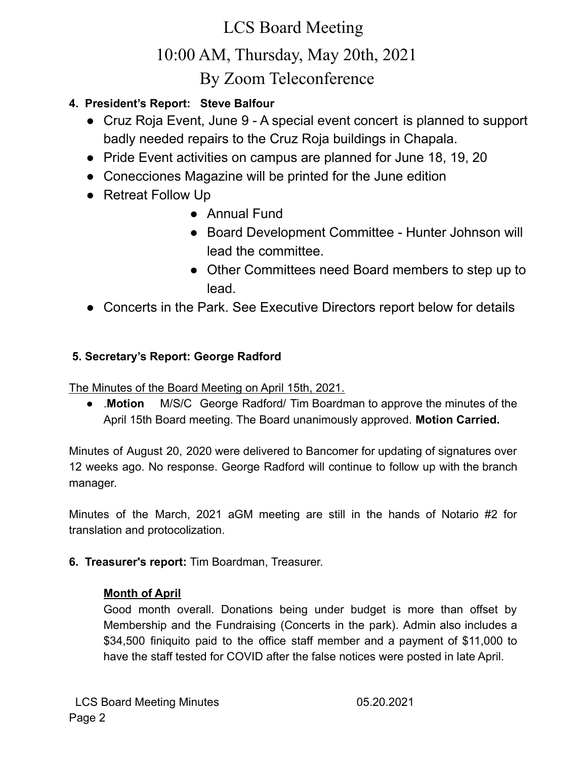# LCS Board Meeting

## 10:00 AM, Thursday, May 20th, 2021

## By Zoom Teleconference

**4. President's Report: Steve Balfour**

- Cruz Roja Event, June 9 - A special event concert is planned to support badly needed repairs to the Cruz Roja buildings in Chapala.
- Pride Event activities on campus are planned for June 18, 19, 20
- Conecciones Magazine will be printed for the June edition
- Retreat Follow Up
    - Annual Fund
    - Board Development Committee - Hunter Johnson will lead the committee.
    - Other Committees need Board members to step up to lead.
- Concerts in the Park. See Executive Directors report below for details

**5. Secretary's Report: George Radford**

<u>The Minutes of the Board Meeting on April 15th, 2021.</u>

- .**Motion** M/S/C George Radford/ Tim Boardman to approve the minutes of the April 15th Board meeting. The Board unanimously approved. **Motion Carried.**

Minutes of August 20, 2020 were delivered to Bancomer for updating of signatures over 12 weeks ago. No response. George Radford will continue to follow up with the branch manager.

Minutes of the March, 2021 aGM meeting are still in the hands of Notario #2 for translation and protocolization.

**6. Treasurer's report:** Tim Boardman, Treasurer.

**<u>Month of April</u>**

Good month overall. Donations being under budget is more than offset by Membership and the Fundraising (Concerts in the park). Admin also includes a $34,500 finiquito paid to the office staff member and a payment of $11,000 to have the staff tested for COVID after the false notices were posted in late April.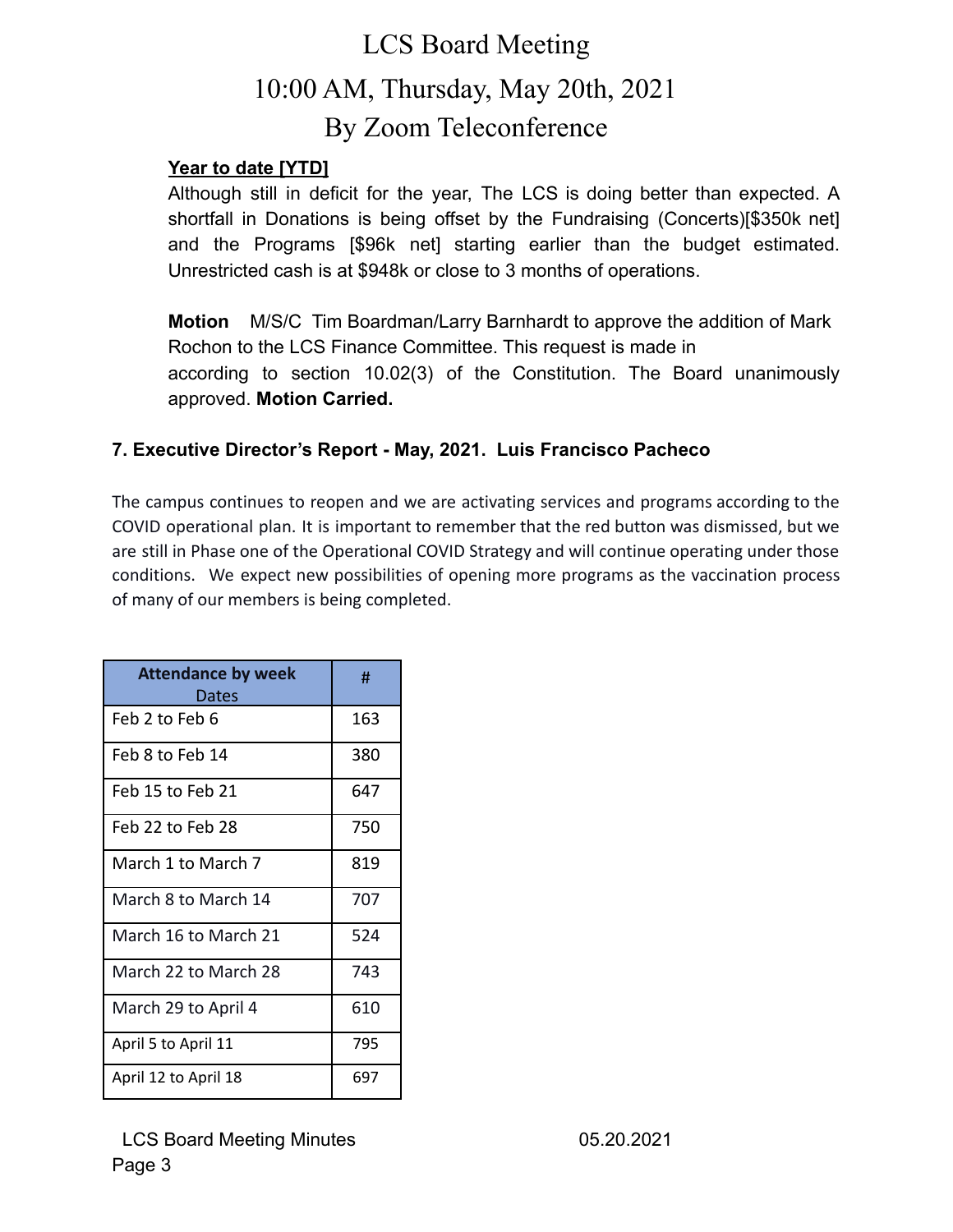**Year to date [YTD]**

Although still in deficit for the year, The LCS is doing better than expected. A shortfall in Donations is being offset by the Fundraising (Concerts)[$350k net] and the Programs [$96k net] starting earlier than the budget estimated. Unrestricted cash is at $948k or close to 3 months of operations.

**Motion** M/S/C Tim Boardman/Larry Barnhardt to approve the addition of Mark Rochon to the LCS Finance Committee. This request is made in according to section 10.02(3) of the Constitution. The Board unanimously approved. **Motion Carried.**

### 7. Executive Director's Report - May, 2021. Luis Francisco Pacheco

The campus continues to reopen and we are activating services and programs according to the COVID operational plan. It is important to remember that the red button was dismissed, but we are still in Phase one of the Operational COVID Strategy and will continue operating under those conditions. We expect new possibilities of opening more programs as the vaccination process of many of our members is being completed.

| **Attendance by week** Dates | # |
|---|---|
| Feb 2 to Feb 6 | 163 |
| Feb 8 to Feb 14 | 380 |
| Feb 15 to Feb 21 | 647 |
| Feb 22 to Feb 28 | 750 |
| March 1 to March 7 | 819 |
| March 8 to March 14 | 707 |
| March 16 to March 21 | 524 |
| March 22 to March 28 | 743 |
| March 29 to April 4 | 610 |
| April 5 to April 11 | 795 |
| April 12 to April 18 | 697 |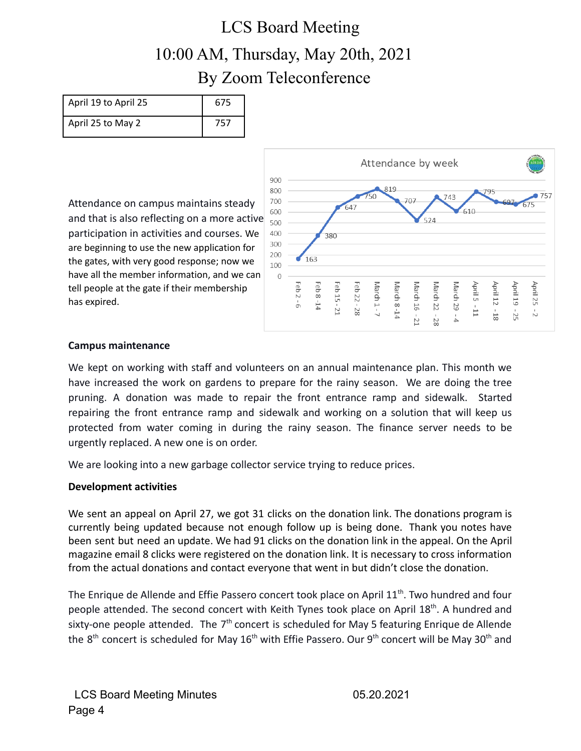| April 19 to April 25 | 675 |
|---|---|
| April 25 to May 2 | 757 |

Attendance on campus maintains steady and that is also reflecting on a more active participation in activities and courses. We are beginning to use the new application for the gates, with very good response; now we have all the member information, and we can tell people at the gate if their membership has expired.

**Attendance by week**

| Week | Attendance |
|---|---|
| Feb 2 - 6 | 163 |
| Feb 8 - 14 | 380 |
| Feb 15 - 21 | 647 |
| Feb 22 - 28 | 750 |
| March 1 - 7 | 819 |
| March 8 - 14 | 707 |
| March 16 - 21 | 524 |
| March 22 - 28 | 743 |
| March 29 - 4 | 610 |
| April 5 - 11 | 795 |
| April 12 - 18 | 697 |
| April 19 - 25 | 675 |
| April 25 - 2 | 757 |

**Campus maintenance**

We kept on working with staff and volunteers on an annual maintenance plan. This month we have increased the work on gardens to prepare for the rainy season. We are doing the tree pruning. A donation was made to repair the front entrance ramp and sidewalk. Started repairing the front entrance ramp and sidewalk and working on a solution that will keep us protected from water coming in during the rainy season. The finance server needs to be urgently replaced. A new one is on order.

We are looking into a new garbage collector service trying to reduce prices.

**Development activities**

We sent an appeal on April 27, we got 31 clicks on the donation link. The donations program is currently being updated because not enough follow up is being done. Thank you notes have been sent but need an update. We had 91 clicks on the donation link in the appeal. On the April magazine email 8 clicks were registered on the donation link. It is necessary to cross information from the actual donations and contact everyone that went in but didn't close the donation.

The Enrique de Allende and Effie Passero concert took place on April 11th. Two hundred and four people attended. The second concert with Keith Tynes took place on April 18th. A hundred and sixty-one people attended. The 7th concert is scheduled for May 5 featuring Enrique de Allende the 8th concert is scheduled for May 16th with Effie Passero. Our 9th concert will be May 30th and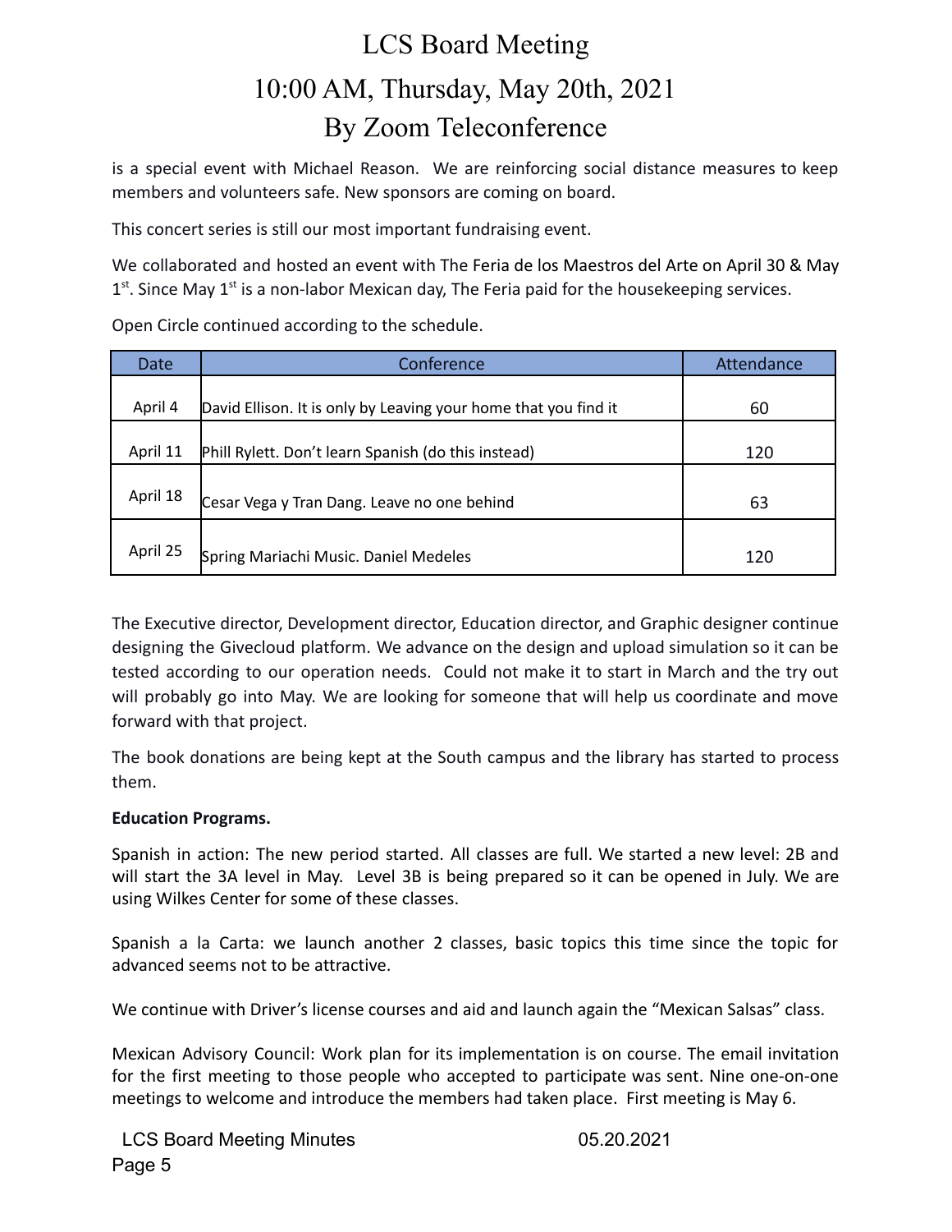is a special event with Michael Reason. We are reinforcing social distance measures to keep members and volunteers safe. New sponsors are coming on board.

This concert series is still our most important fundraising event.

We collaborated and hosted an event with The Feria de los Maestros del Arte on April 30 & May 1st. Since May 1st is a non-labor Mexican day, The Feria paid for the housekeeping services.

Open Circle continued according to the schedule.

| Date | Conference | Attendance |
|---|---|---|
| April 4 | David Ellison. It is only by Leaving your home that you find it | 60 |
| April 11 | Phill Rylett. Don't learn Spanish (do this instead) | 120 |
| April 18 | Cesar Vega y Tran Dang. Leave no one behind | 63 |
| April 25 | Spring Mariachi Music. Daniel Medeles | 120 |

The Executive director, Development director, Education director, and Graphic designer continue designing the Givecloud platform. We advance on the design and upload simulation so it can be tested according to our operation needs. Could not make it to start in March and the try out will probably go into May. We are looking for someone that will help us coordinate and move forward with that project.

The book donations are being kept at the South campus and the library has started to process them.

**Education Programs.**

Spanish in action: The new period started. All classes are full. We started a new level: 2B and will start the 3A level in May. Level 3B is being prepared so it can be opened in July. We are using Wilkes Center for some of these classes.

Spanish a la Carta: we launch another 2 classes, basic topics this time since the topic for advanced seems not to be attractive.

We continue with Driver's license courses and aid and launch again the "Mexican Salsas" class.

Mexican Advisory Council: Work plan for its implementation is on course. The email invitation for the first meeting to those people who accepted to participate was sent. Nine one-on-one meetings to welcome and introduce the members had taken place. First meeting is May 6.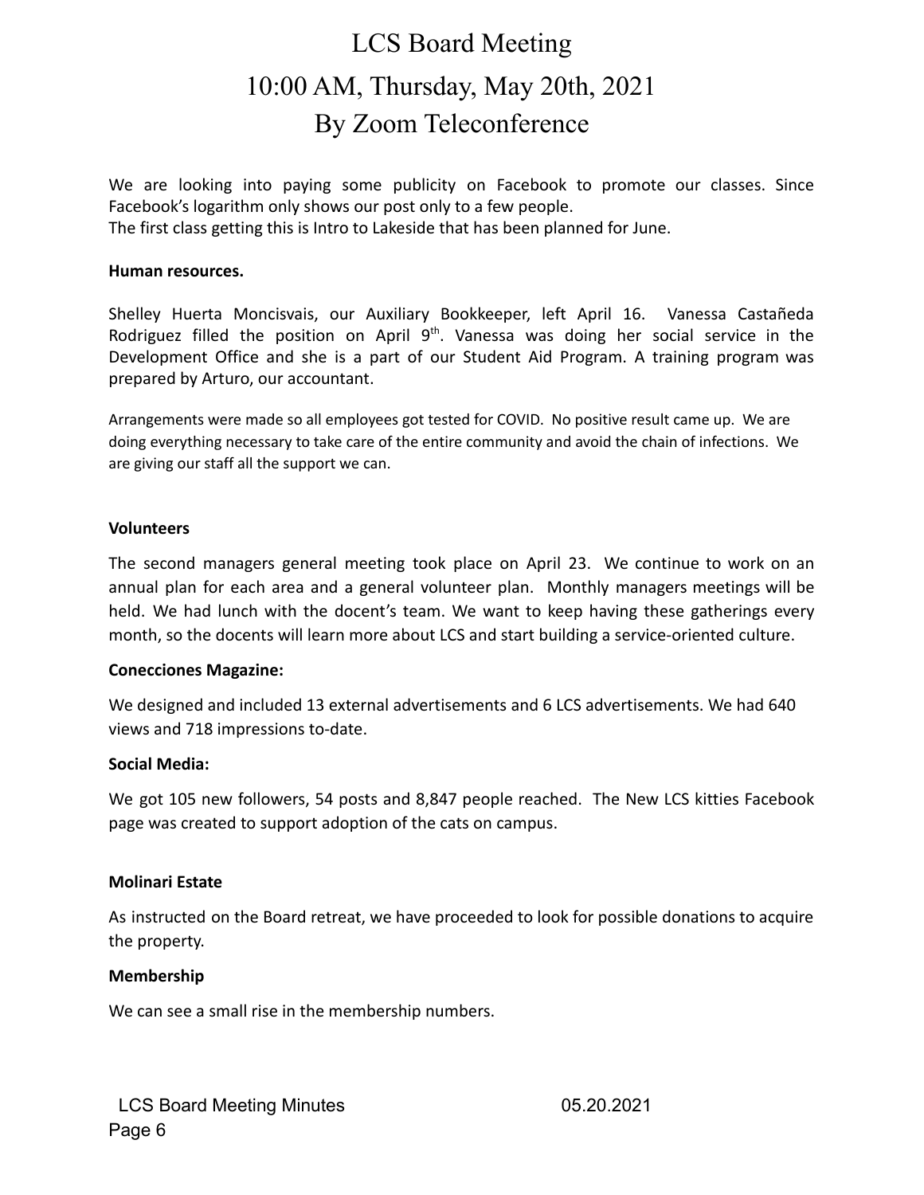# LCS Board Meeting
# 10:00 AM, Thursday, May 20th, 2021
# By Zoom Teleconference

We are looking into paying some publicity on Facebook to promote our classes. Since Facebook's logarithm only shows our post only to a few people.
The first class getting this is Intro to Lakeside that has been planned for June.

**Human resources.**

Shelley Huerta Moncisvais, our Auxiliary Bookkeeper, left April 16. Vanessa Castañeda Rodriguez filled the position on April 9th. Vanessa was doing her social service in the Development Office and she is a part of our Student Aid Program. A training program was prepared by Arturo, our accountant.

Arrangements were made so all employees got tested for COVID. No positive result came up. We are doing everything necessary to take care of the entire community and avoid the chain of infections. We are giving our staff all the support we can.

**Volunteers**

The second managers general meeting took place on April 23. We continue to work on an annual plan for each area and a general volunteer plan. Monthly managers meetings will be held. We had lunch with the docent's team. We want to keep having these gatherings every month, so the docents will learn more about LCS and start building a service-oriented culture.

**Conecciones Magazine:**

We designed and included 13 external advertisements and 6 LCS advertisements. We had 640 views and 718 impressions to-date.

**Social Media:**

We got 105 new followers, 54 posts and 8,847 people reached. The New LCS kitties Facebook page was created to support adoption of the cats on campus.

**Molinari Estate**

As instructed on the Board retreat, we have proceeded to look for possible donations to acquire the property.

**Membership**

We can see a small rise in the membership numbers.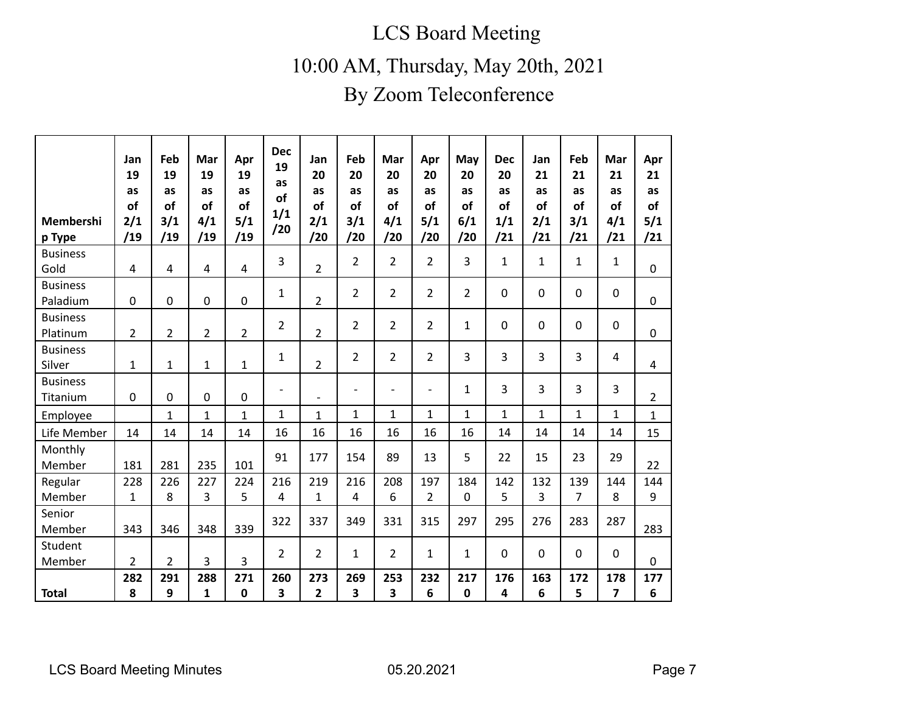# LCS Board Meeting

## 10:00 AM, Thursday, May 20th, 2021

## By Zoom Teleconference

| Membership Type | Jan 19 as of 2/1/19 | Feb 19 as of 3/1/19 | Mar 19 as of 4/1/19 | Apr 19 as of 5/1/19 | Dec 19 as of 1/1/20 | Jan 20 as of 2/1/20 | Feb 20 as of 3/1/20 | Mar 20 as of 4/1/20 | Apr 20 as of 5/1/20 | May 20 as of 6/1/20 | Dec 20 as of 1/1/21 | Jan 21 as of 2/1/21 | Feb 21 as of 3/1/21 | Mar 21 as of 4/1/21 | Apr 21 as of 5/1/21 |
|---|---|---|---|---|---|---|---|---|---|---|---|---|---|---|---|
| Business Gold | 4 | 4 | 4 | 4 | 3 | 2 | 2 | 2 | 2 | 3 | 1 | 1 | 1 | 1 | 0 |
| Business Paladium | 0 | 0 | 0 | 0 | 1 | 2 | 2 | 2 | 2 | 2 | 0 | 0 | 0 | 0 | 0 |
| Business Platinum | 2 | 2 | 2 | 2 | 2 | 2 | 2 | 2 | 2 | 1 | 0 | 0 | 0 | 0 | 0 |
| Business Silver | 1 | 1 | 1 | 1 | 1 | 2 | 2 | 2 | 2 | 3 | 3 | 3 | 3 | 4 | 4 |
| Business Titanium | 0 | 0 | 0 | 0 | - | - | - | - | - | 1 | 3 | 3 | 3 | 3 | 2 |
| Employee | | 1 | 1 | 1 | 1 | 1 | 1 | 1 | 1 | 1 | 1 | 1 | 1 | 1 | 1 |
| Life Member | 14 | 14 | 14 | 14 | 16 | 16 | 16 | 16 | 16 | 16 | 14 | 14 | 14 | 14 | 15 |
| Monthly Member | 181 | 281 | 235 | 101 | 91 | 177 | 154 | 89 | 13 | 5 | 22 | 15 | 23 | 29 | 22 |
| Regular Member | 2281 | 2268 | 2273 | 2245 | 2164 | 2191 | 2164 | 2086 | 1972 | 1840 | 1425 | 1323 | 1397 | 1448 | 1449 |
| Senior Member | 343 | 346 | 348 | 339 | 322 | 337 | 349 | 331 | 315 | 297 | 295 | 276 | 283 | 287 | 283 |
| Student Member | 2 | 2 | 3 | 3 | 2 | 2 | 1 | 2 | 1 | 1 | 0 | 0 | 0 | 0 | 0 |
| **Total** | **2828** | **2919** | **2881** | **2710** | **2603** | **2732** | **2693** | **2533** | **2326** | **2170** | **1764** | **1636** | **1725** | **1787** | **1776** |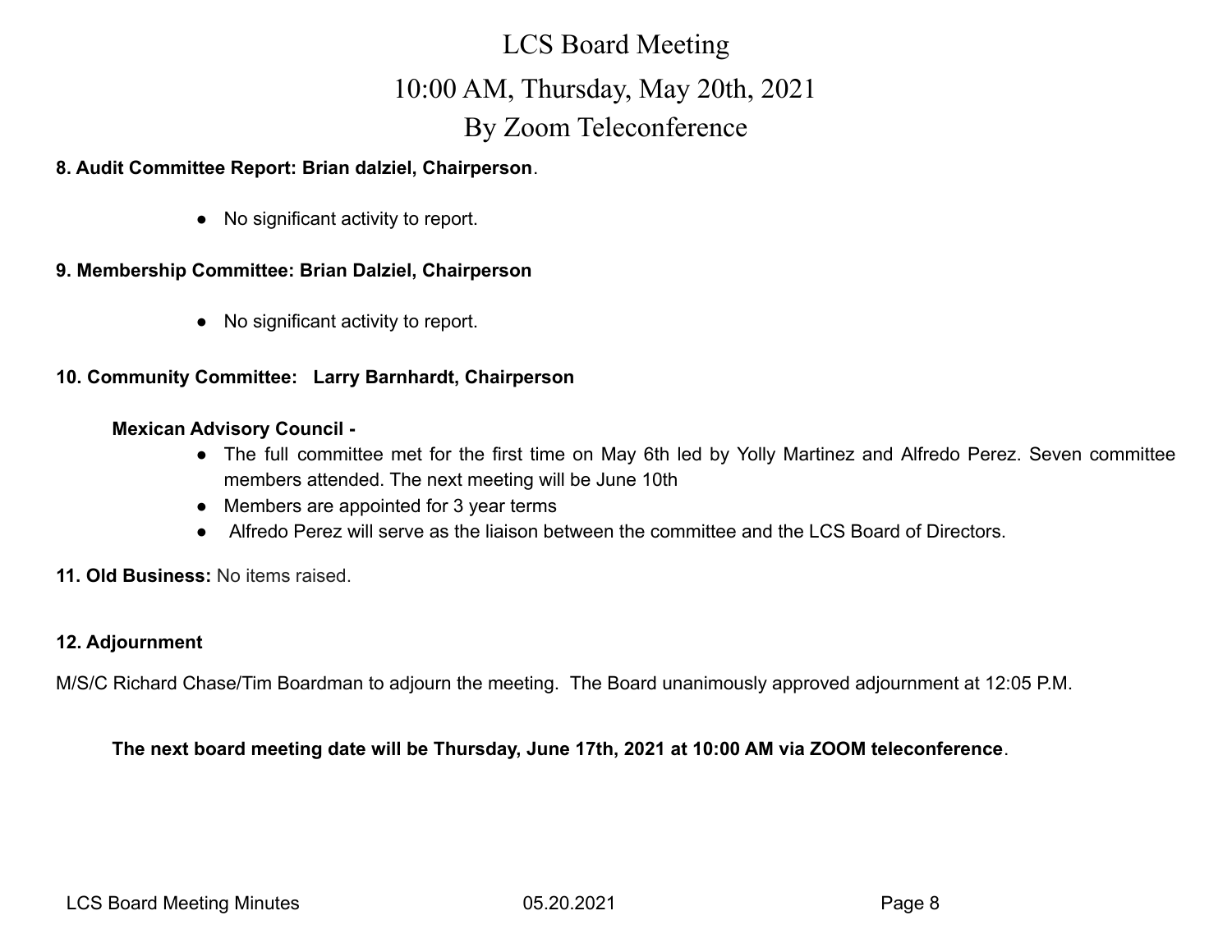# LCS Board Meeting

## 10:00 AM, Thursday, May 20th, 2021

## By Zoom Teleconference

**8. Audit Committee Report: Brian dalziel, Chairperson**.

- No significant activity to report.

**9. Membership Committee: Brian Dalziel, Chairperson**

- No significant activity to report.

**10. Community Committee: Larry Barnhardt, Chairperson**

**Mexican Advisory Council -**

- The full committee met for the first time on May 6th led by Yolly Martinez and Alfredo Perez. Seven committee members attended. The next meeting will be June 10th
- Members are appointed for 3 year terms
- Alfredo Perez will serve as the liaison between the committee and the LCS Board of Directors.

**11. Old Business:** No items raised.

**12. Adjournment**

M/S/C Richard Chase/Tim Boardman to adjourn the meeting. The Board unanimously approved adjournment at 12:05 P.M.

**The next board meeting date will be Thursday, June 17th, 2021 at 10:00 AM via ZOOM teleconference**.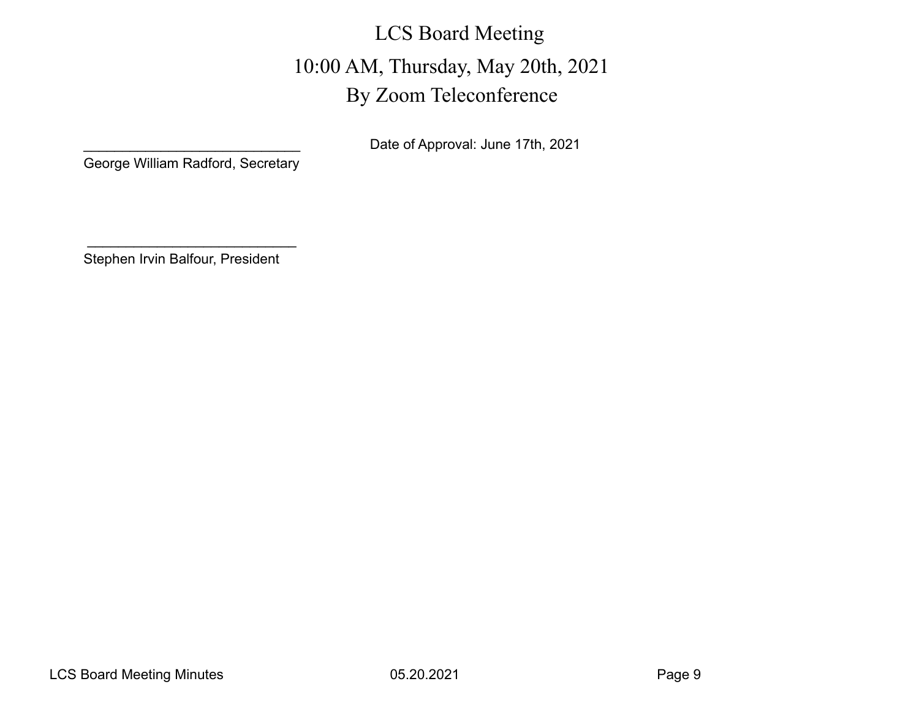LCS Board Meeting

10:00 AM, Thursday, May 20th, 2021

By Zoom Teleconference

____________________________

George William Radford, Secretary

Date of Approval: June 17th, 2021

____________________________

Stephen Irvin Balfour, President